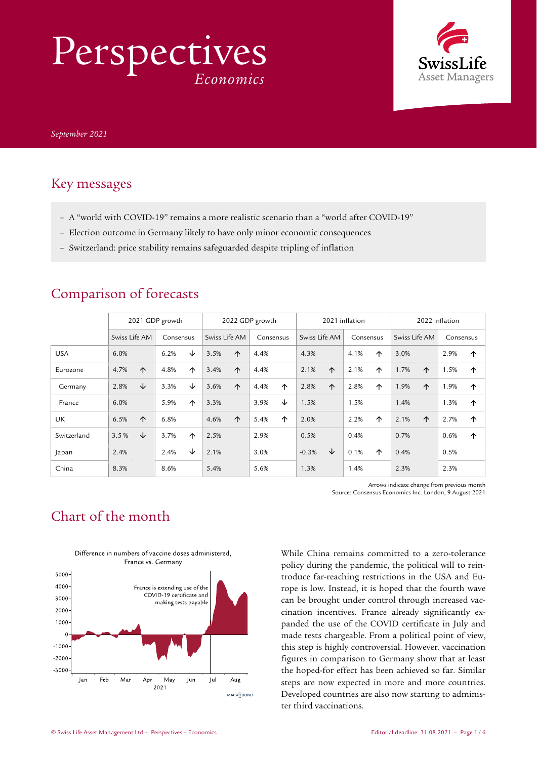# Perspectives

*Economics*

*September 2021*

## Key messages

- A "world with COVID-19" remains a more realistic scenario than a "world after COVID-19"
- Election outcome in Germany likely to have only minor economic consequences
- Switzerland: price stability remains safeguarded despite tripling of inflation

## Comparison of forecasts

| | 2021 GDP growth | | 2022 GDP growth | | 2021 inflation | | 2022 inflation | |
|---|---|---|---|---|---|---|---|---|
| | Swiss Life AM | Consensus | Swiss Life AM | Consensus | Swiss Life AM | Consensus | Swiss Life AM | Consensus |
| USA | 6.0% | 6.2% ↓ | 3.5% ↑ | 4.4% | 4.3% | 4.1% ↑ | 3.0% | 2.9% ↑ |
| Eurozone | 4.7% ↑ | 4.8% ↑ | 3.4% ↑ | 4.4% | 2.1% ↑ | 2.1% ↑ | 1.7% ↑ | 1.5% ↑ |
| Germany | 2.8% ↓ | 3.3% ↓ | 3.6% ↑ | 4.4% ↑ | 2.8% ↑ | 2.8% ↑ | 1.9% ↑ | 1.9% ↑ |
| France | 6.0% | 5.9% ↑ | 3.3% | 3.9% ↓ | 1.5% | 1.5% | 1.4% | 1.3% ↑ |
| UK | 6.5% ↑ | 6.8% | 4.6% ↑ | 5.4% ↑ | 2.0% | 2.2% ↑ | 2.1% ↑ | 2.7% ↑ |
| Switzerland | 3.5% ↓ | 3.7% ↑ | 2.5% | 2.9% | 0.5% | 0.4% | 0.7% | 0.6% ↑ |
| Japan | 2.4% | 2.4% ↓ | 2.1% | 3.0% | -0.3% ↓ | 0.1% ↑ | 0.4% | 0.5% |
| China | 8.3% | 8.6% | 5.4% | 5.6% | 1.3% | 1.4% | 2.3% | 2.3% |

Arrows indicate change from previous month
Source: Consensus Economics Inc. London, 9 August 2021

## Chart of the month

Difference in numbers of vaccine doses administered, France vs. Germany

While China remains committed to a zero-tolerance policy during the pandemic, the political will to reintroduce far-reaching restrictions in the USA and Europe is low. Instead, it is hoped that the fourth wave can be brought under control through increased vaccination incentives. France already significantly expanded the use of the COVID certificate in July and made tests chargeable. From a political point of view, this step is highly controversial. However, vaccination figures in comparison to Germany show that at least the hoped-for effect has been achieved so far. Similar steps are now expected in more and more countries. Developed countries are also now starting to administer third vaccinations.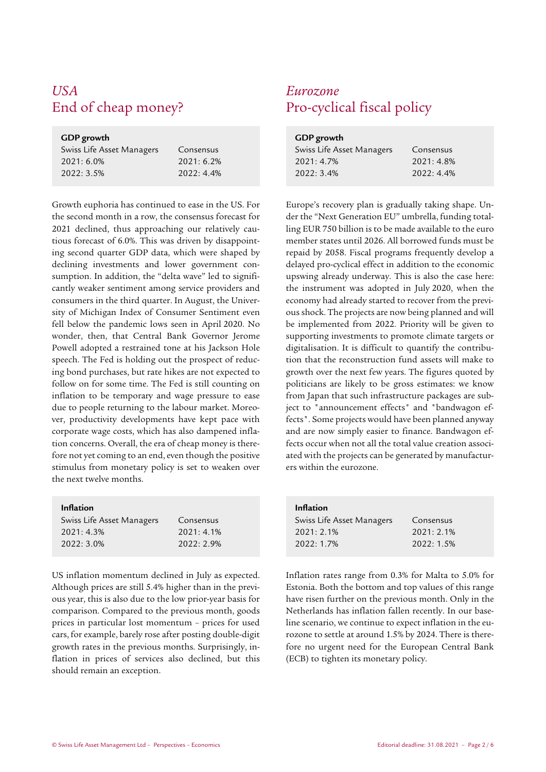## *USA*
## End of cheap money?

| GDP growth | |
|---|---|
| Swiss Life Asset Managers | Consensus |
| 2021: 6.0% | 2021: 6.2% |
| 2022: 3.5% | 2022: 4.4% |

Growth euphoria has continued to ease in the US. For the second month in a row, the consensus forecast for 2021 declined, thus approaching our relatively cautious forecast of 6.0%. This was driven by disappointing second quarter GDP data, which were shaped by declining investments and lower government consumption. In addition, the "delta wave" led to significantly weaker sentiment among service providers and consumers in the third quarter. In August, the University of Michigan Index of Consumer Sentiment even fell below the pandemic lows seen in April 2020. No wonder, then, that Central Bank Governor Jerome Powell adopted a restrained tone at his Jackson Hole speech. The Fed is holding out the prospect of reducing bond purchases, but rate hikes are not expected to follow on for some time. The Fed is still counting on inflation to be temporary and wage pressure to ease due to people returning to the labour market. Moreover, productivity developments have kept pace with corporate wage costs, which has also dampened inflation concerns. Overall, the era of cheap money is therefore not yet coming to an end, even though the positive stimulus from monetary policy is set to weaken over the next twelve months.

| Inflation | |
|---|---|
| Swiss Life Asset Managers | Consensus |
| 2021: 4.3% | 2021: 4.1% |
| 2022: 3.0% | 2022: 2.9% |

US inflation momentum declined in July as expected. Although prices are still 5.4% higher than in the previous year, this is also due to the low prior-year basis for comparison. Compared to the previous month, goods prices in particular lost momentum – prices for used cars, for example, barely rose after posting double-digit growth rates in the previous months. Surprisingly, inflation in prices of services also declined, but this should remain an exception.

## *Eurozone*
## Pro-cyclical fiscal policy

| GDP growth | |
|---|---|
| Swiss Life Asset Managers | Consensus |
| 2021: 4.7% | 2021: 4.8% |
| 2022: 3.4% | 2022: 4.4% |

Europe's recovery plan is gradually taking shape. Under the "Next Generation EU" umbrella, funding totalling EUR 750 billion is to be made available to the euro member states until 2026. All borrowed funds must be repaid by 2058. Fiscal programs frequently develop a delayed pro-cyclical effect in addition to the economic upswing already underway. This is also the case here: the instrument was adopted in July 2020, when the economy had already started to recover from the previous shock. The projects are now being planned and will be implemented from 2022. Priority will be given to supporting investments to promote climate targets or digitalisation. It is difficult to quantify the contribution that the reconstruction fund assets will make to growth over the next few years. The figures quoted by politicians are likely to be gross estimates: we know from Japan that such infrastructure packages are subject to "announcement effects" and "bandwagon effects". Some projects would have been planned anyway and are now simply easier to finance. Bandwagon effects occur when not all the total value creation associated with the projects can be generated by manufacturers within the eurozone.

| Inflation | |
|---|---|
| Swiss Life Asset Managers | Consensus |
| 2021: 2.1% | 2021: 2.1% |
| 2022: 1.7% | 2022: 1.5% |

Inflation rates range from 0.3% for Malta to 5.0% for Estonia. Both the bottom and top values of this range have risen further on the previous month. Only in the Netherlands has inflation fallen recently. In our baseline scenario, we continue to expect inflation in the eurozone to settle at around 1.5% by 2024. There is therefore no urgent need for the European Central Bank (ECB) to tighten its monetary policy.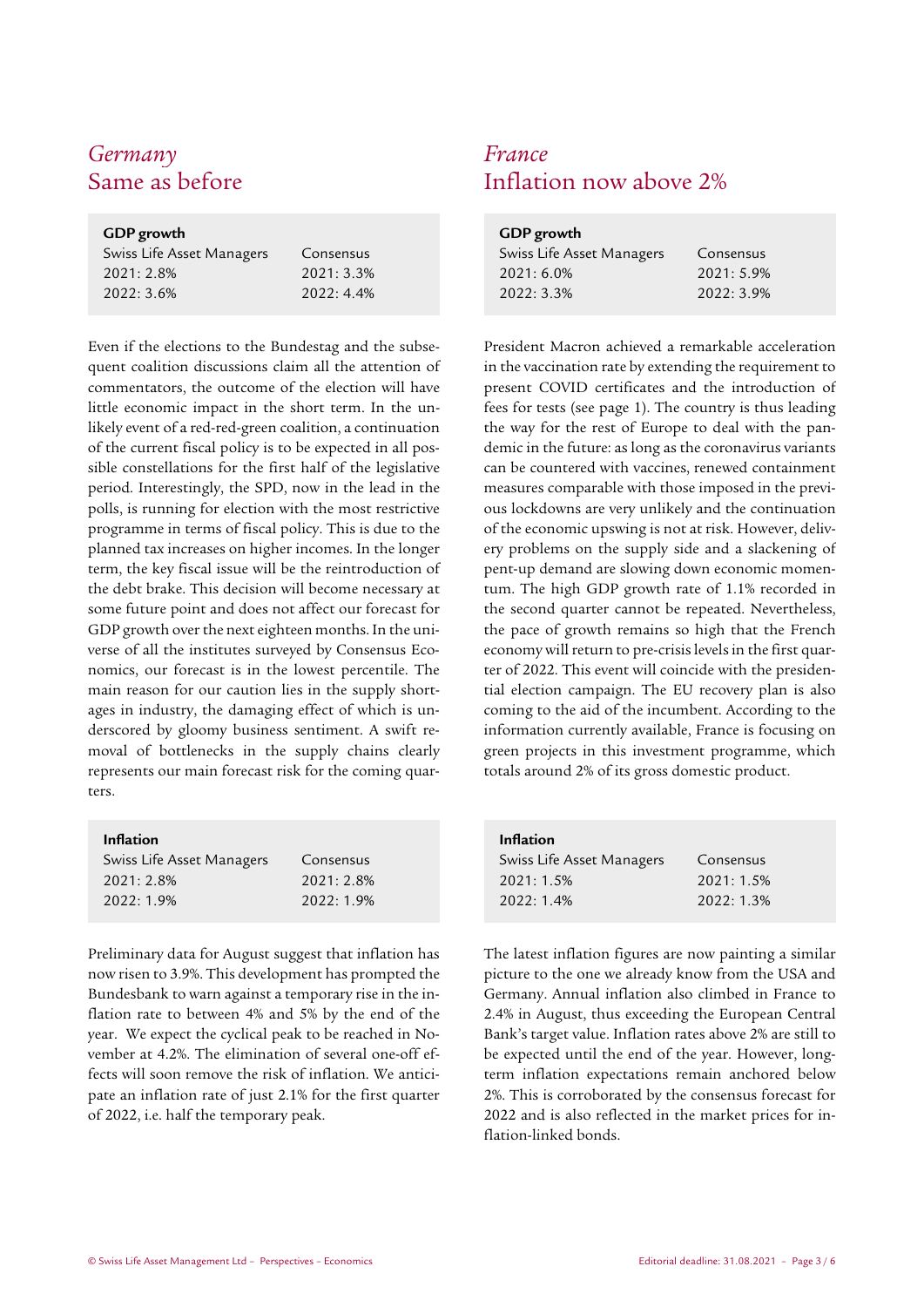## *Germany*
## Same as before

| GDP growth | |
|---|---|
| Swiss Life Asset Managers | Consensus |
| 2021: 2.8% | 2021: 3.3% |
| 2022: 3.6% | 2022: 4.4% |

Even if the elections to the Bundestag and the subsequent coalition discussions claim all the attention of commentators, the outcome of the election will have little economic impact in the short term. In the unlikely event of a red-red-green coalition, a continuation of the current fiscal policy is to be expected in all possible constellations for the first half of the legislative period. Interestingly, the SPD, now in the lead in the polls, is running for election with the most restrictive programme in terms of fiscal policy. This is due to the planned tax increases on higher incomes. In the longer term, the key fiscal issue will be the reintroduction of the debt brake. This decision will become necessary at some future point and does not affect our forecast for GDP growth over the next eighteen months. In the universe of all the institutes surveyed by Consensus Economics, our forecast is in the lowest percentile. The main reason for our caution lies in the supply shortages in industry, the damaging effect of which is underscored by gloomy business sentiment. A swift removal of bottlenecks in the supply chains clearly represents our main forecast risk for the coming quarters.

| Inflation | |
|---|---|
| Swiss Life Asset Managers | Consensus |
| 2021: 2.8% | 2021: 2.8% |
| 2022: 1.9% | 2022: 1.9% |

Preliminary data for August suggest that inflation has now risen to 3.9%. This development has prompted the Bundesbank to warn against a temporary rise in the inflation rate to between 4% and 5% by the end of the year. We expect the cyclical peak to be reached in November at 4.2%. The elimination of several one-off effects will soon remove the risk of inflation. We anticipate an inflation rate of just 2.1% for the first quarter of 2022, i.e. half the temporary peak.

## *France*
## Inflation now above 2%

| GDP growth | |
|---|---|
| Swiss Life Asset Managers | Consensus |
| 2021: 6.0% | 2021: 5.9% |
| 2022: 3.3% | 2022: 3.9% |

President Macron achieved a remarkable acceleration in the vaccination rate by extending the requirement to present COVID certificates and the introduction of fees for tests (see page 1). The country is thus leading the way for the rest of Europe to deal with the pandemic in the future: as long as the coronavirus variants can be countered with vaccines, renewed containment measures comparable with those imposed in the previous lockdowns are very unlikely and the continuation of the economic upswing is not at risk. However, delivery problems on the supply side and a slackening of pent-up demand are slowing down economic momentum. The high GDP growth rate of 1.1% recorded in the second quarter cannot be repeated. Nevertheless, the pace of growth remains so high that the French economy will return to pre-crisis levels in the first quarter of 2022. This event will coincide with the presidential election campaign. The EU recovery plan is also coming to the aid of the incumbent. According to the information currently available, France is focusing on green projects in this investment programme, which totals around 2% of its gross domestic product.

| Inflation | |
|---|---|
| Swiss Life Asset Managers | Consensus |
| 2021: 1.5% | 2021: 1.5% |
| 2022: 1.4% | 2022: 1.3% |

The latest inflation figures are now painting a similar picture to the one we already know from the USA and Germany. Annual inflation also climbed in France to 2.4% in August, thus exceeding the European Central Bank's target value. Inflation rates above 2% are still to be expected until the end of the year. However, long-term inflation expectations remain anchored below 2%. This is corroborated by the consensus forecast for 2022 and is also reflected in the market prices for inflation-linked bonds.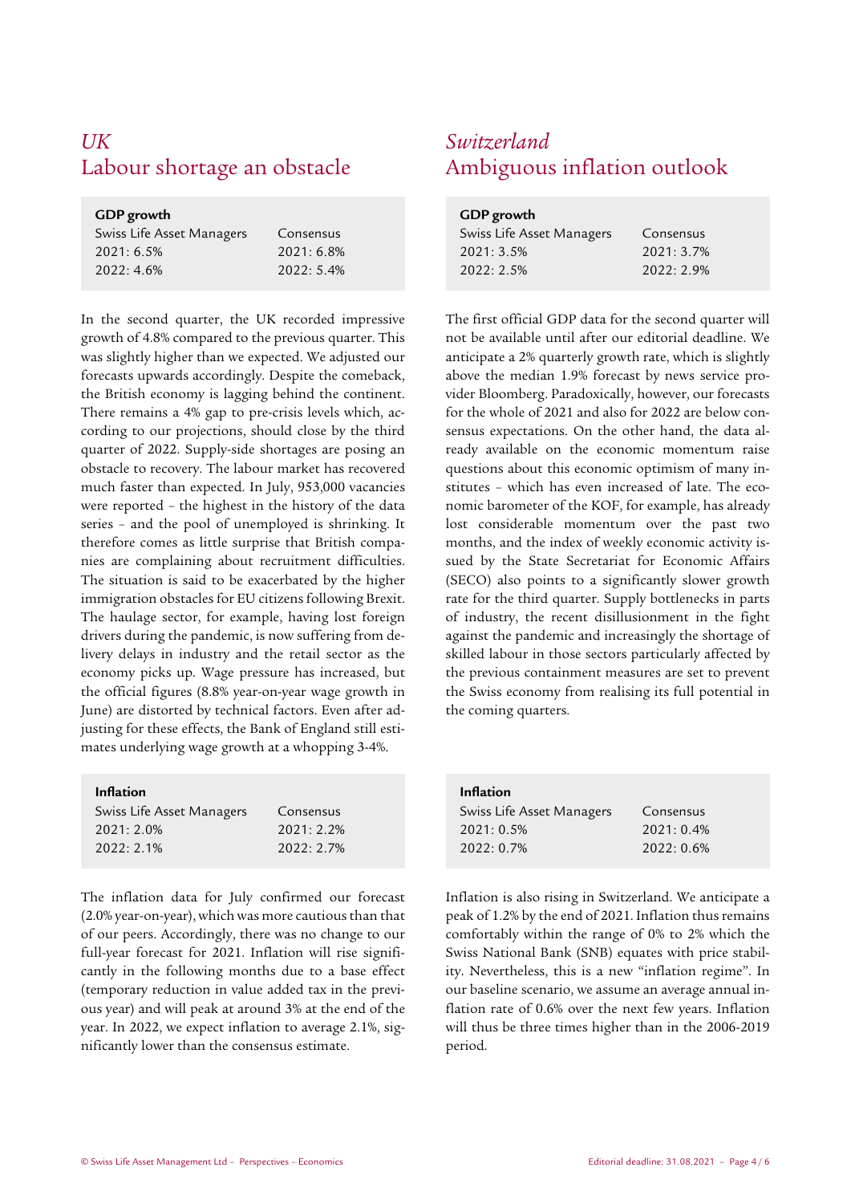## *UK*
## Labour shortage an obstacle

**GDP growth**

| Swiss Life Asset Managers | Consensus |
|---|---|
| 2021: 6.5% | 2021: 6.8% |
| 2022: 4.6% | 2022: 5.4% |

In the second quarter, the UK recorded impressive growth of 4.8% compared to the previous quarter. This was slightly higher than we expected. We adjusted our forecasts upwards accordingly. Despite the comeback, the British economy is lagging behind the continent. There remains a 4% gap to pre-crisis levels which, according to our projections, should close by the third quarter of 2022. Supply-side shortages are posing an obstacle to recovery. The labour market has recovered much faster than expected. In July, 953,000 vacancies were reported – the highest in the history of the data series – and the pool of unemployed is shrinking. It therefore comes as little surprise that British companies are complaining about recruitment difficulties. The situation is said to be exacerbated by the higher immigration obstacles for EU citizens following Brexit. The haulage sector, for example, having lost foreign drivers during the pandemic, is now suffering from delivery delays in industry and the retail sector as the economy picks up. Wage pressure has increased, but the official figures (8.8% year-on-year wage growth in June) are distorted by technical factors. Even after adjusting for these effects, the Bank of England still estimates underlying wage growth at a whopping 3-4%.

**Inflation**

| Swiss Life Asset Managers | Consensus |
|---|---|
| 2021: 2.0% | 2021: 2.2% |
| 2022: 2.1% | 2022: 2.7% |

The inflation data for July confirmed our forecast (2.0% year-on-year), which was more cautious than that of our peers. Accordingly, there was no change to our full-year forecast for 2021. Inflation will rise significantly in the following months due to a base effect (temporary reduction in value added tax in the previous year) and will peak at around 3% at the end of the year. In 2022, we expect inflation to average 2.1%, significantly lower than the consensus estimate.

## *Switzerland*
## Ambiguous inflation outlook

**GDP growth**

| Swiss Life Asset Managers | Consensus |
|---|---|
| 2021: 3.5% | 2021: 3.7% |
| 2022: 2.5% | 2022: 2.9% |

The first official GDP data for the second quarter will not be available until after our editorial deadline. We anticipate a 2% quarterly growth rate, which is slightly above the median 1.9% forecast by news service provider Bloomberg. Paradoxically, however, our forecasts for the whole of 2021 and also for 2022 are below consensus expectations. On the other hand, the data already available on the economic momentum raise questions about this economic optimism of many institutes – which has even increased of late. The economic barometer of the KOF, for example, has already lost considerable momentum over the past two months, and the index of weekly economic activity issued by the State Secretariat for Economic Affairs (SECO) also points to a significantly slower growth rate for the third quarter. Supply bottlenecks in parts of industry, the recent disillusionment in the fight against the pandemic and increasingly the shortage of skilled labour in those sectors particularly affected by the previous containment measures are set to prevent the Swiss economy from realising its full potential in the coming quarters.

**Inflation**

| Swiss Life Asset Managers | Consensus |
|---|---|
| 2021: 0.5% | 2021: 0.4% |
| 2022: 0.7% | 2022: 0.6% |

Inflation is also rising in Switzerland. We anticipate a peak of 1.2% by the end of 2021. Inflation thus remains comfortably within the range of 0% to 2% which the Swiss National Bank (SNB) equates with price stability. Nevertheless, this is a new "inflation regime". In our baseline scenario, we assume an average annual inflation rate of 0.6% over the next few years. Inflation will thus be three times higher than in the 2006-2019 period.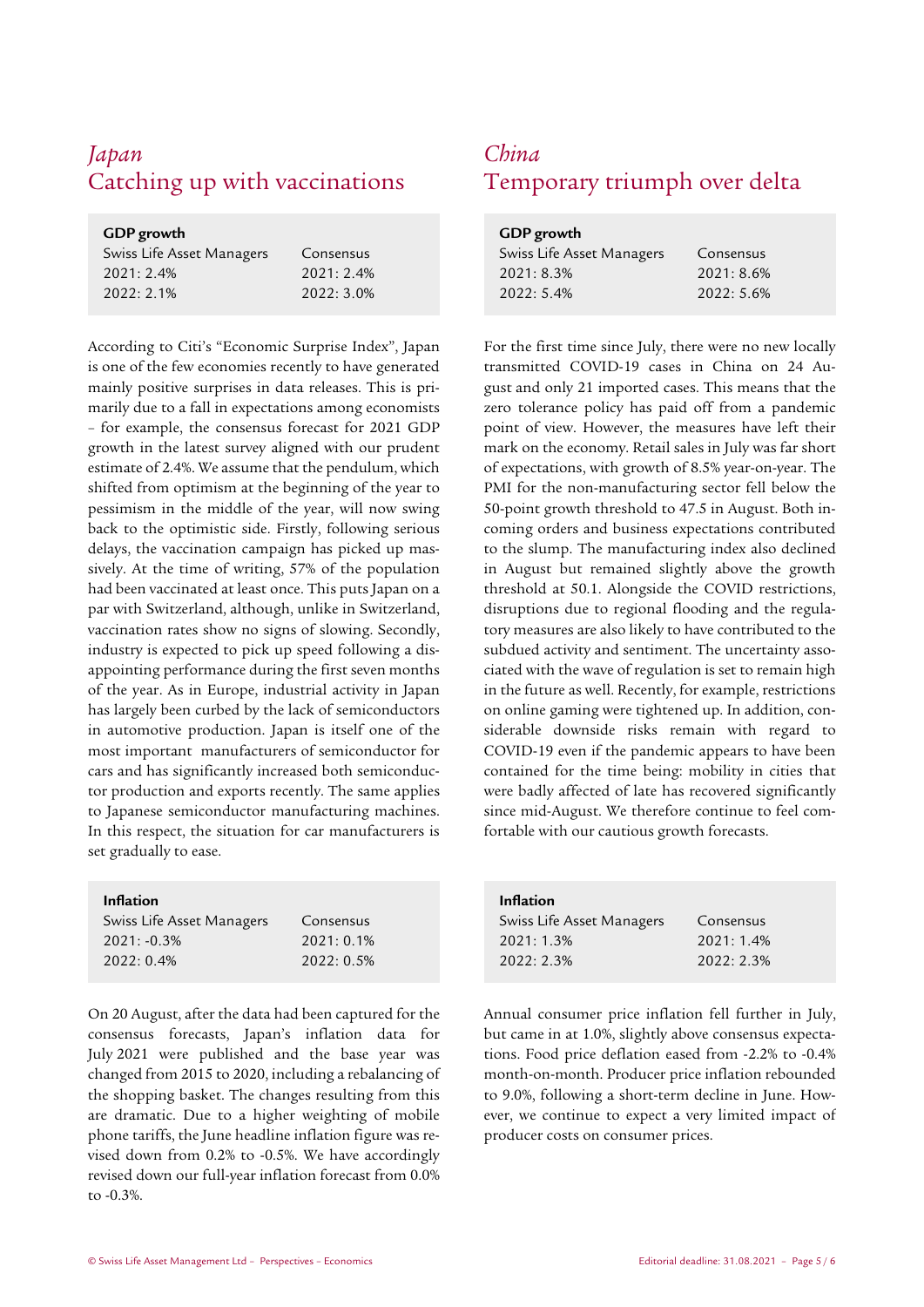## *Japan*
## Catching up with vaccinations

| GDP growth | |
|---|---|
| Swiss Life Asset Managers | Consensus |
| 2021: 2.4% | 2021: 2.4% |
| 2022: 2.1% | 2022: 3.0% |

According to Citi's "Economic Surprise Index", Japan is one of the few economies recently to have generated mainly positive surprises in data releases. This is primarily due to a fall in expectations among economists – for example, the consensus forecast for 2021 GDP growth in the latest survey aligned with our prudent estimate of 2.4%. We assume that the pendulum, which shifted from optimism at the beginning of the year to pessimism in the middle of the year, will now swing back to the optimistic side. Firstly, following serious delays, the vaccination campaign has picked up massively. At the time of writing, 57% of the population had been vaccinated at least once. This puts Japan on a par with Switzerland, although, unlike in Switzerland, vaccination rates show no signs of slowing. Secondly, industry is expected to pick up speed following a disappointing performance during the first seven months of the year. As in Europe, industrial activity in Japan has largely been curbed by the lack of semiconductors in automotive production. Japan is itself one of the most important manufacturers of semiconductor for cars and has significantly increased both semiconductor production and exports recently. The same applies to Japanese semiconductor manufacturing machines. In this respect, the situation for car manufacturers is set gradually to ease.

| Inflation | |
|---|---|
| Swiss Life Asset Managers | Consensus |
| 2021: -0.3% | 2021: 0.1% |
| 2022: 0.4% | 2022: 0.5% |

On 20 August, after the data had been captured for the consensus forecasts, Japan's inflation data for July 2021 were published and the base year was changed from 2015 to 2020, including a rebalancing of the shopping basket. The changes resulting from this are dramatic. Due to a higher weighting of mobile phone tariffs, the June headline inflation figure was revised down from 0.2% to -0.5%. We have accordingly revised down our full-year inflation forecast from 0.0% to -0.3%.

## *China*
## Temporary triumph over delta

| GDP growth | |
|---|---|
| Swiss Life Asset Managers | Consensus |
| 2021: 8.3% | 2021: 8.6% |
| 2022: 5.4% | 2022: 5.6% |

For the first time since July, there were no new locally transmitted COVID-19 cases in China on 24 August and only 21 imported cases. This means that the zero tolerance policy has paid off from a pandemic point of view. However, the measures have left their mark on the economy. Retail sales in July was far short of expectations, with growth of 8.5% year-on-year. The PMI for the non-manufacturing sector fell below the 50-point growth threshold to 47.5 in August. Both incoming orders and business expectations contributed to the slump. The manufacturing index also declined in August but remained slightly above the growth threshold at 50.1. Alongside the COVID restrictions, disruptions due to regional flooding and the regulatory measures are also likely to have contributed to the subdued activity and sentiment. The uncertainty associated with the wave of regulation is set to remain high in the future as well. Recently, for example, restrictions on online gaming were tightened up. In addition, considerable downside risks remain with regard to COVID-19 even if the pandemic appears to have been contained for the time being: mobility in cities that were badly affected of late has recovered significantly since mid-August. We therefore continue to feel comfortable with our cautious growth forecasts.

| Inflation | |
|---|---|
| Swiss Life Asset Managers | Consensus |
| 2021: 1.3% | 2021: 1.4% |
| 2022: 2.3% | 2022: 2.3% |

Annual consumer price inflation fell further in July, but came in at 1.0%, slightly above consensus expectations. Food price deflation eased from -2.2% to -0.4% month-on-month. Producer price inflation rebounded to 9.0%, following a short-term decline in June. However, we continue to expect a very limited impact of producer costs on consumer prices.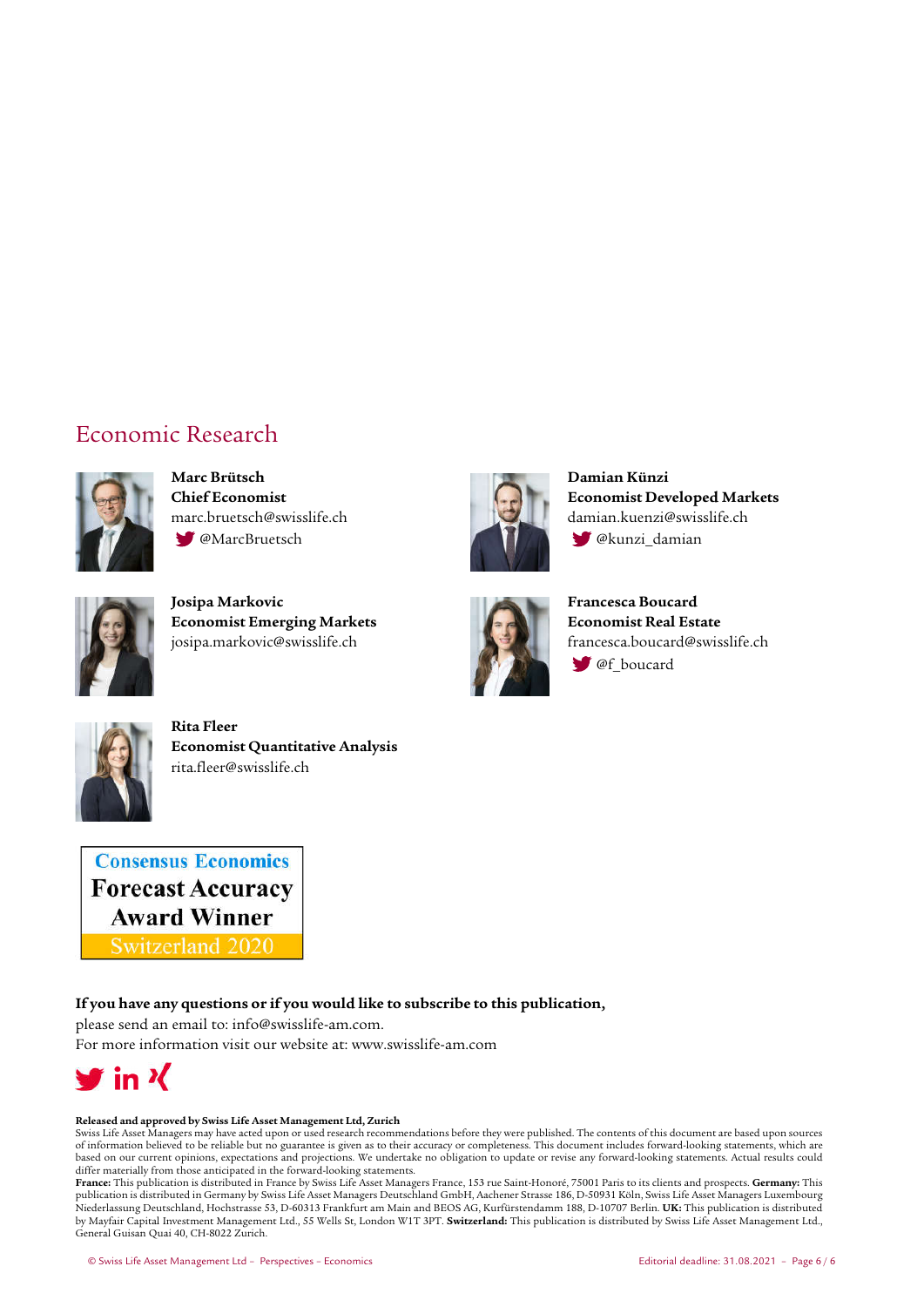## Economic Research

**Marc Brütsch**
**Chief Economist**
marc.bruetsch@swisslife.ch
@MarcBruetsch

**Damian Künzi**
**Economist Developed Markets**
damian.kuenzi@swisslife.ch
@kunzi_damian

**Josipa Markovic**
**Economist Emerging Markets**
josipa.markovic@swisslife.ch

**Francesca Boucard**
**Economist Real Estate**
francesca.boucard@swisslife.ch
@f_boucard

**Rita Fleer**
**Economist Quantitative Analysis**
rita.fleer@swisslife.ch

Consensus Economics
Forecast Accuracy
Award Winner
Switzerland 2020

**If you have any questions or if you would like to subscribe to this publication,**
please send an email to: info@swisslife-am.com.
For more information visit our website at: www.swisslife-am.com

**Released and approved by Swiss Life Asset Management Ltd, Zurich**
Swiss Life Asset Managers may have acted upon or used research recommendations before they were published. The contents of this document are based upon sources of information believed to be reliable but no guarantee is given as to their accuracy or completeness. This document includes forward-looking statements, which are based on our current opinions, expectations and projections. We undertake no obligation to update or revise any forward-looking statements. Actual results could differ materially from those anticipated in the forward-looking statements.
**France:** This publication is distributed in France by Swiss Life Asset Managers France, 153 rue Saint-Honoré, 75001 Paris to its clients and prospects. **Germany:** This publication is distributed in Germany by Swiss Life Asset Managers Deutschland GmbH, Aachener Strasse 186, D-50931 Köln, Swiss Life Asset Managers Luxembourg Niederlassung Deutschland, Hochstrasse 53, D-60313 Frankfurt am Main and BEOS AG, Kurfürstendamm 188, D-10707 Berlin. **UK:** This publication is distributed by Mayfair Capital Investment Management Ltd., 55 Wells St, London W1T 3PT. **Switzerland:** This publication is distributed by Swiss Life Asset Management Ltd., General Guisan Quai 40, CH-8022 Zurich.

© Swiss Life Asset Management Ltd – Perspectives – Economics

Editorial deadline: 31.08.2021